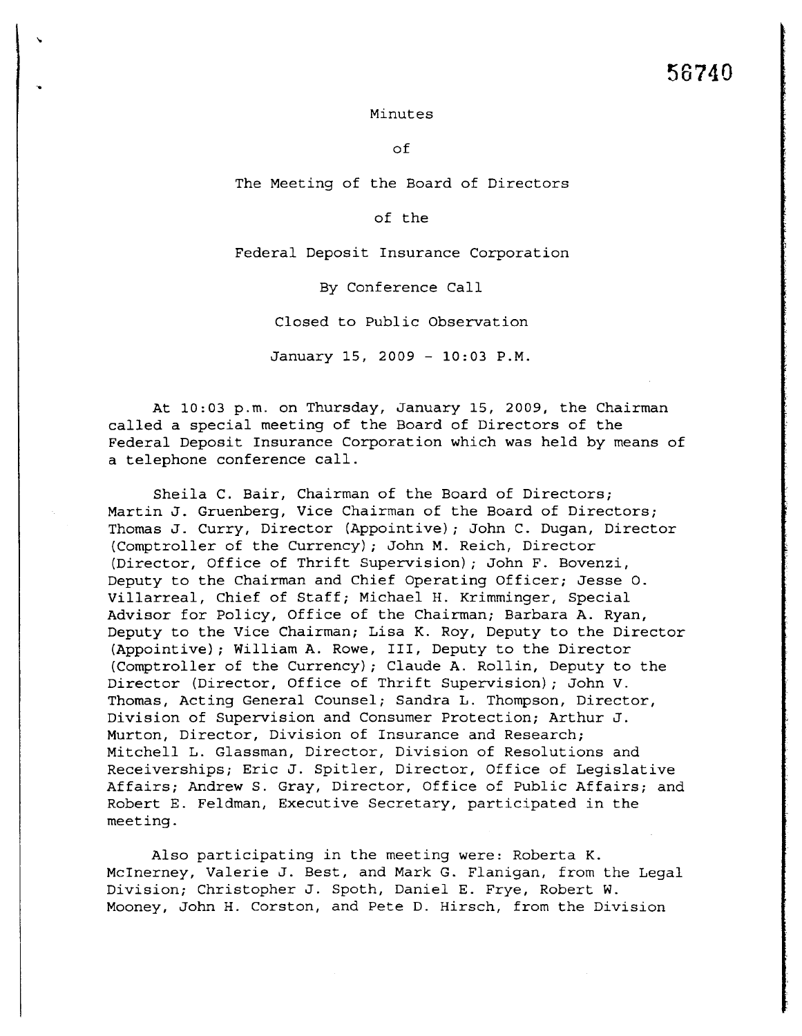56740

Minutes

of

The Meeting of the Board of Directors

of the

Federal Deposit Insurance Corporation

By Conference Call

Closed to Public Observation

January 15, 2009 - 10:03 P.M.

At 10:03 p.m. on Thursday, January 15, 2009, the Chairman called a special meeting of the Board of Directors of the Federal Deposit Insurance Corporation which was held by means of a telephone conference call.

Sheila C. Bair, Chairman of the Board of Directors; Martin J. Gruenberg, Vice Chairman of the Board of Directors; Thomas J. Curry, Director (Appointive); John C. Dugan, Director (Comptroller of the Currency); John M. Reich, Director (Director, Office of Thrift Supervision); John F. Bovenzi, Deputy to the Chairman and Chief Operating Officer; Jesse O. Villarreal, Chief of Staff; Michael H. Krimminger, Special Advisor for Policy, Office of the Chairman; Barbara A. Ryan, Deputy to the Vice Chairman; Lisa K. Roy, Deputy to the Director (Appointive); William A. Rowe, III, Deputy to the Director (Comptroller of the Currency); Claude A. Rollin, Deputy to the Director (Director, Office of Thrift Supervision); John V. Thomas, Acting General Counsel; Sandra L. Thompson, Director, Division of Supervision and Consumer Protection; Arthur J. Murton, Director, Division of Insurance and Research; Mitchell L. Glassman, Director, Division of Resolutions and Receiverships; Eric J. Spitler, Director, Office of Legislative Affairs; Andrew S. Gray, Director, Office of Public Affairs; and Robert E. Feldman, Executive Secretary, participated in the meeting.

Also participating in the meeting were: Roberta K. McInerney, Valerie J. Best, and Mark G. Flanigan, from the Legal Division; Christopher J. Spoth, Daniel E. Frye, Robert W. Mooney, John H. Corston, and Pete D. Hirsch, from the Division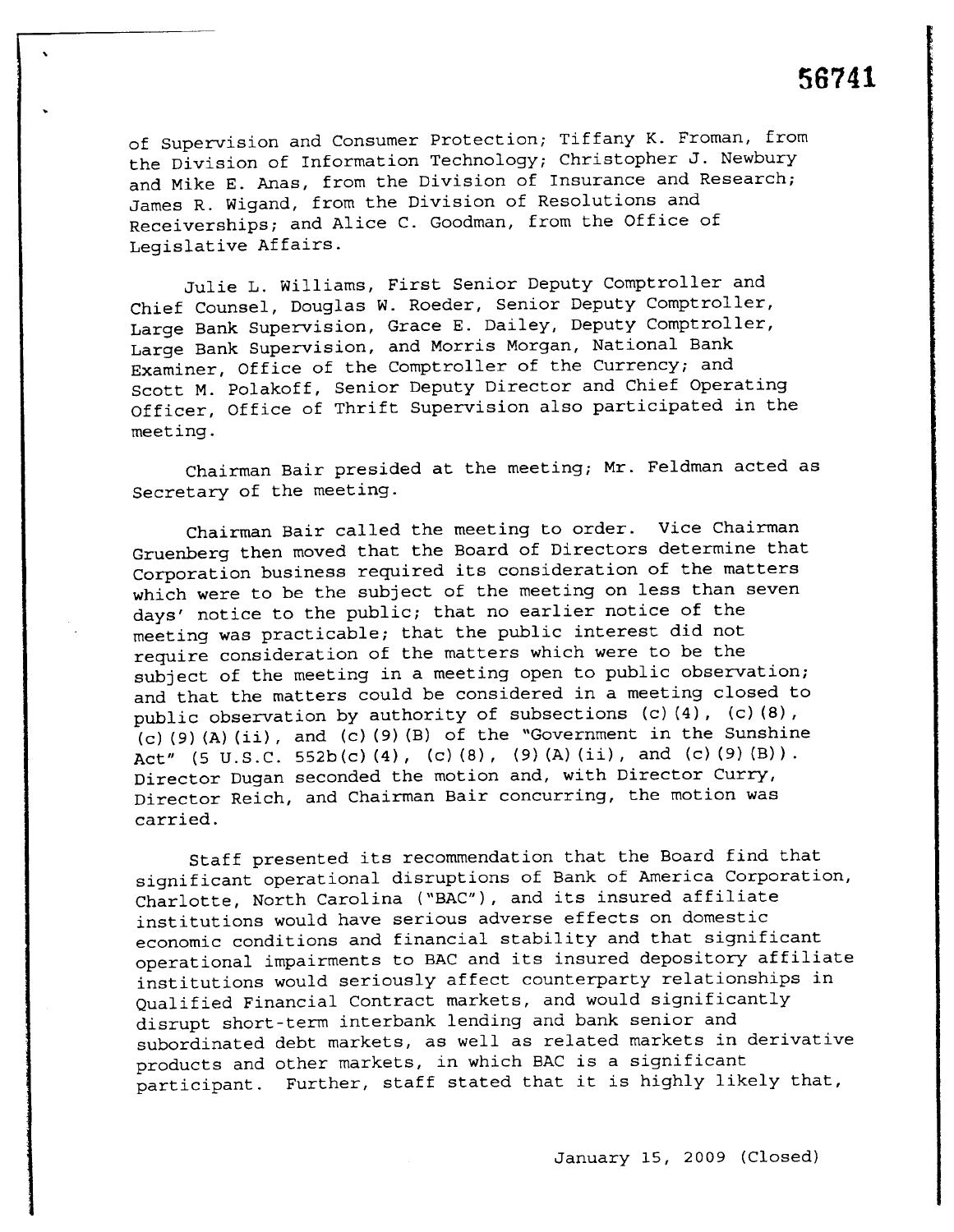of Supervision and Consumer Protection; Tiffany K. Froman, from the Division of Information Technology; Christopher J. Newbury and Mike E. Anas, from the Division of Insurance and Research; James R. Wigand, from the Division of Resolutions and Receiverships; and Alice C. Goodman, from the Office of Legislative Affairs.

Julie L. Williams, First Senior Deputy Comptroller and Chief Counsel, Douglas W. Roeder, Senior Deputy Comptroller, Large Bank Supervision, Grace E. Dailey, Deputy Comptroller, Large Bank Supervision, and Morris Morgan, National Bank Examiner, Office of the Comptroller of the Currency; and Scott M. Polakoff, Senior Deputy Director and Chief Operating Officer, Office of Thrift Supervision also participated in the meeting.

Chairman Bair presided at the meeting; Mr. Feldman acted as Secretary of the meeting.

Chairman Bair called the meeting to order. Vice Chairman Gruenberg then moved that the Board of Directors determine that Corporation business required its consideration of the matters which were to be the subject of the meeting on less than seven days' notice to the public; that no earlier notice of the meeting was practicable; that the public interest did not require consideration of the matters which were to be the subject of the meeting in a meeting open to public observation; and that the matters could be considered in a meeting closed to public observation by authority of subsections (c)(4), (c)(8), (c)(9)(A)(ii), and (c)(9)(B) of the "Government in the Sunshine Act" (5 U.S.C. 552b(c)(4), (c)(8), (9)(A)(ii), and (c)(9)(B)). Director Dugan seconded the motion and, with Director Curry, Director Reich, and Chairman Bair concurring, the motion was carried.

Staff presented its recommendation that the Board find that significant operational disruptions of Bank of America Corporation, Charlotte, North Carolina ("BAC"), and its insured affiliate institutions would have serious adverse effects on domestic economic conditions and financial stability and that significant operational impairments to BAC and its insured depository affiliate institutions would seriously affect counterparty relationships in Qualified Financial Contract markets, and would significantly disrupt short-term interbank lending and bank senior and subordinated debt markets, as well as related markets in derivative products and other markets, in which BAC is a significant participant. Further, staff stated that it is highly likely that,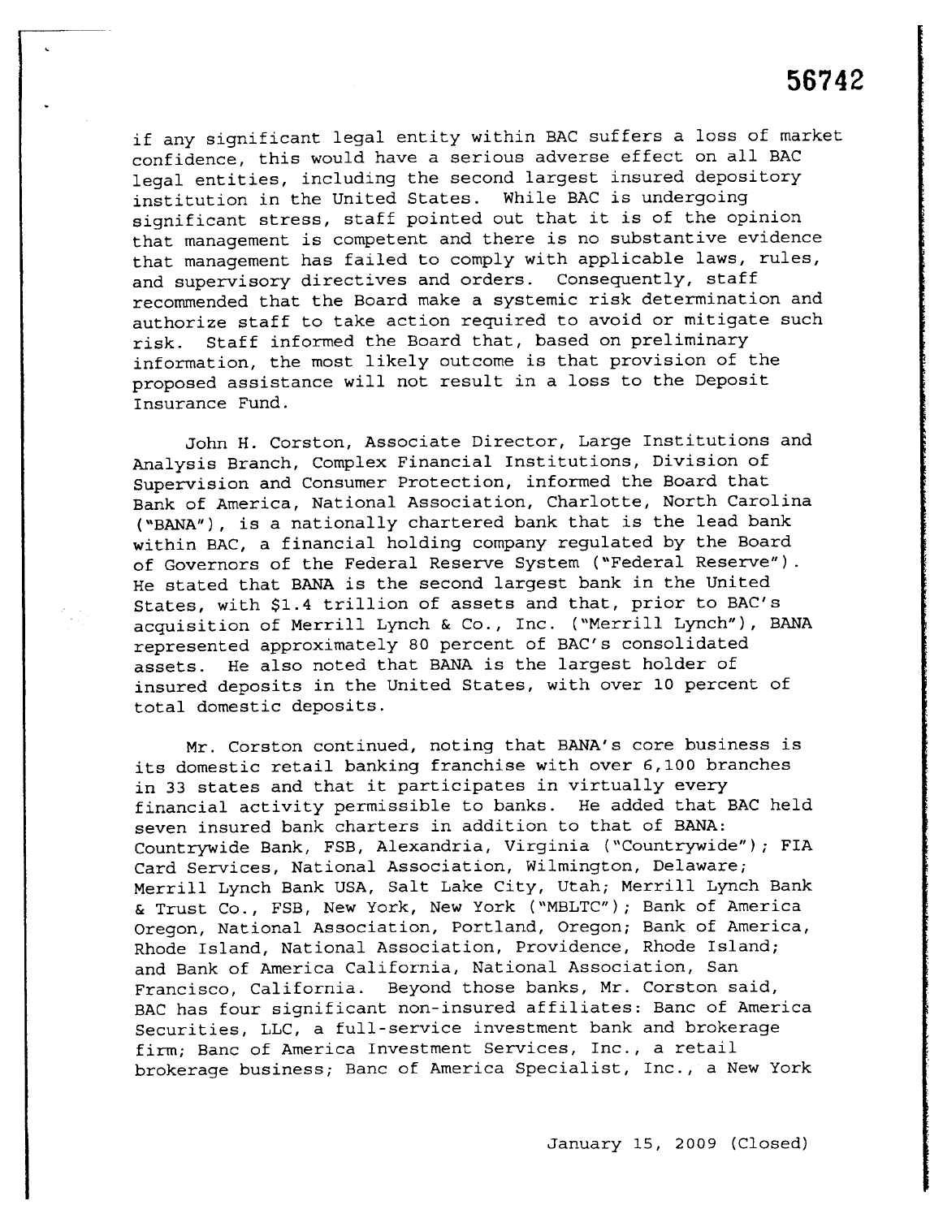if any significant legal entity within BAC suffers a loss of market confidence, this would have a serious adverse effect on all BAC legal entities, including the second largest insured depository institution in the United States. While BAC is undergoing significant stress, staff pointed out that it is of the opinion that management is competent and there is no substantive evidence that management has failed to comply with applicable laws, rules, and supervisory directives and orders. Consequently, staff recommended that the Board make a systemic risk determination and authorize staff to take action required to avoid or mitigate such risk. Staff informed the Board that, based on preliminary information, the most likely outcome is that provision of the proposed assistance will not result in a loss to the Deposit Insurance Fund.

John H. Corston, Associate Director, Large Institutions and Analysis Branch, Complex Financial Institutions, Division of Supervision and Consumer Protection, informed the Board that Bank of America, National Association, Charlotte, North Carolina ("BANA"), is a nationally chartered bank that is the lead bank within BAC, a financial holding company regulated by the Board of Governors of the Federal Reserve System ("Federal Reserve"). He stated that BANA is the second largest bank in the United States, with $1.4 trillion of assets and that, prior to BAC's acquisition of Merrill Lynch & Co., Inc. ("Merrill Lynch"), BANA represented approximately 80 percent of BAC's consolidated assets. He also noted that BANA is the largest holder of insured deposits in the United States, with over 10 percent of total domestic deposits.

Mr. Corston continued, noting that BANA's core business is its domestic retail banking franchise with over 6,100 branches in 33 states and that it participates in virtually every financial activity permissible to banks. He added that BAC held seven insured bank charters in addition to that of BANA: Countrywide Bank, FSB, Alexandria, Virginia ("Countrywide"); FIA Card Services, National Association, Wilmington, Delaware; Merrill Lynch Bank USA, Salt Lake City, Utah; Merrill Lynch Bank & Trust Co., FSB, New York, New York ("MBLTC"); Bank of America Oregon, National Association, Portland, Oregon; Bank of America, Rhode Island, National Association, Providence, Rhode Island; and Bank of America California, National Association, San Francisco, California. Beyond those banks, Mr. Corston said, BAC has four significant non-insured affiliates: Banc of America Securities, LLC, a full-service investment bank and brokerage firm; Banc of America Investment Services, Inc., a retail brokerage business; Banc of America Specialist, Inc., a New York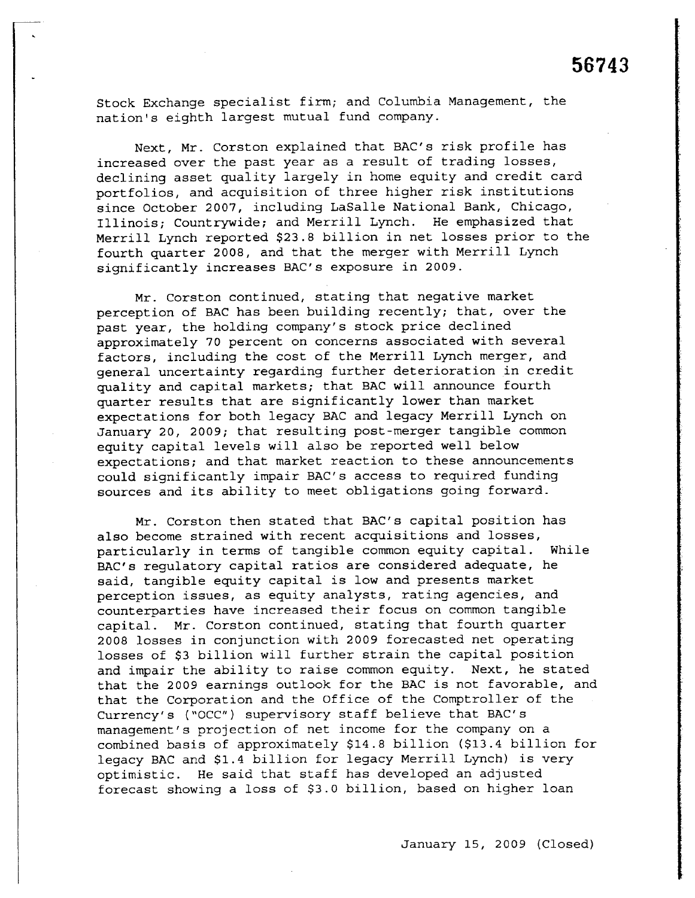Stock Exchange specialist firm; and Columbia Management, the nation's eighth largest mutual fund company.

Next, Mr. Corston explained that BAC's risk profile has increased over the past year as a result of trading losses, declining asset quality largely in home equity and credit card portfolios, and acquisition of three higher risk institutions since October 2007, including LaSalle National Bank, Chicago, Illinois; Countrywide; and Merrill Lynch. He emphasized that Merrill Lynch reported $23.8 billion in net losses prior to the fourth quarter 2008, and that the merger with Merrill Lynch significantly increases BAC's exposure in 2009.

Mr. Corston continued, stating that negative market perception of BAC has been building recently; that, over the past year, the holding company's stock price declined approximately 70 percent on concerns associated with several factors, including the cost of the Merrill Lynch merger, and general uncertainty regarding further deterioration in credit quality and capital markets; that BAC will announce fourth quarter results that are significantly lower than market expectations for both legacy BAC and legacy Merrill Lynch on January 20, 2009; that resulting post-merger tangible common equity capital levels will also be reported well below expectations; and that market reaction to these announcements could significantly impair BAC's access to required funding sources and its ability to meet obligations going forward.

Mr. Corston then stated that BAC's capital position has also become strained with recent acquisitions and losses, particularly in terms of tangible common equity capital. While BAC's regulatory capital ratios are considered adequate, he said, tangible equity capital is low and presents market perception issues, as equity analysts, rating agencies, and counterparties have increased their focus on common tangible capital. Mr. Corston continued, stating that fourth quarter 2008 losses in conjunction with 2009 forecasted net operating losses of $3 billion will further strain the capital position and impair the ability to raise common equity. Next, he stated that the 2009 earnings outlook for the BAC is not favorable, and that the Corporation and the Office of the Comptroller of the Currency's ("OCC") supervisory staff believe that BAC's management's projection of net income for the company on a combined basis of approximately $14.8 billion ($13.4 billion for legacy BAC and $1.4 billion for legacy Merrill Lynch) is very optimistic. He said that staff has developed an adjusted forecast showing a loss of $3.0 billion, based on higher loan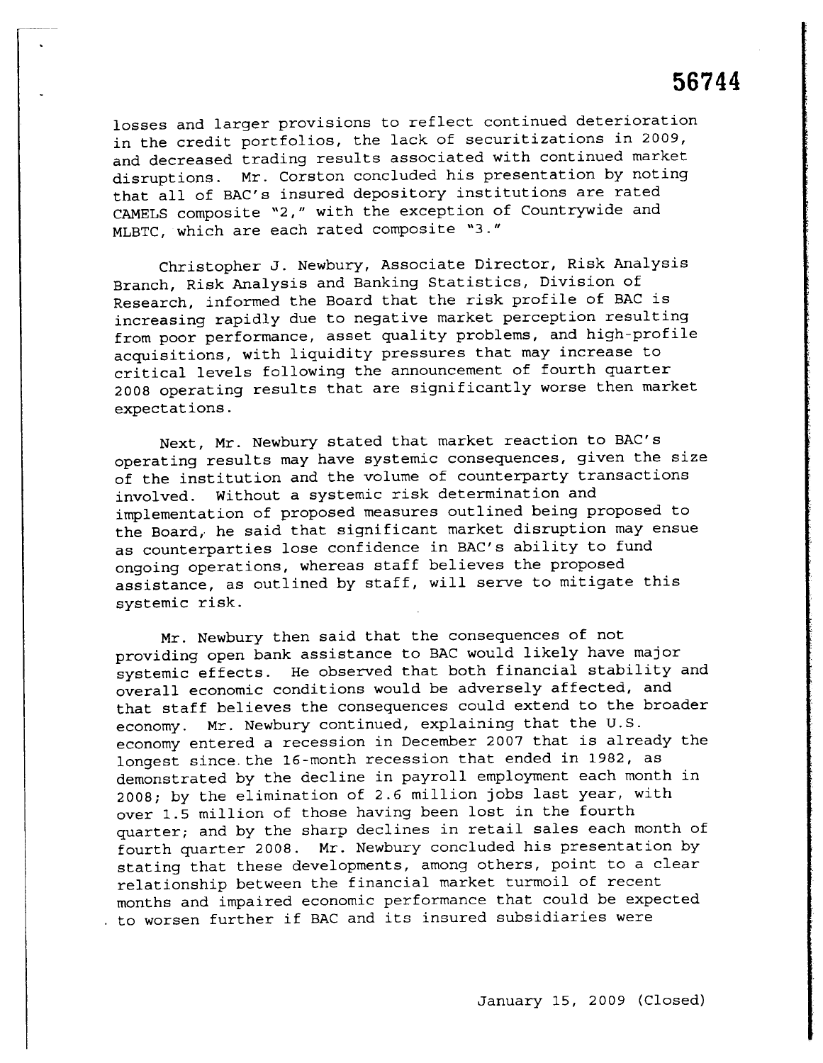losses and larger provisions to reflect continued deterioration in the credit portfolios, the lack of securitizations in 2009, and decreased trading results associated with continued market disruptions. Mr. Corston concluded his presentation by noting that all of BAC's insured depository institutions are rated CAMELS composite "2," with the exception of Countrywide and MLBTC, which are each rated composite "3."

Christopher J. Newbury, Associate Director, Risk Analysis Branch, Risk Analysis and Banking Statistics, Division of Research, informed the Board that the risk profile of BAC is increasing rapidly due to negative market perception resulting from poor performance, asset quality problems, and high-profile acquisitions, with liquidity pressures that may increase to critical levels following the announcement of fourth quarter 2008 operating results that are significantly worse then market expectations.

Next, Mr. Newbury stated that market reaction to BAC's operating results may have systemic consequences, given the size of the institution and the volume of counterparty transactions involved. Without a systemic risk determination and implementation of proposed measures outlined being proposed to the Board, he said that significant market disruption may ensue as counterparties lose confidence in BAC's ability to fund ongoing operations, whereas staff believes the proposed assistance, as outlined by staff, will serve to mitigate this systemic risk.

Mr. Newbury then said that the consequences of not providing open bank assistance to BAC would likely have major systemic effects. He observed that both financial stability and overall economic conditions would be adversely affected, and that staff believes the consequences could extend to the broader economy. Mr. Newbury continued, explaining that the U.S. economy entered a recession in December 2007 that is already the longest since the 16-month recession that ended in 1982, as demonstrated by the decline in payroll employment each month in 2008; by the elimination of 2.6 million jobs last year, with over 1.5 million of those having been lost in the fourth quarter; and by the sharp declines in retail sales each month of fourth quarter 2008. Mr. Newbury concluded his presentation by stating that these developments, among others, point to a clear relationship between the financial market turmoil of recent months and impaired economic performance that could be expected to worsen further if BAC and its insured subsidiaries were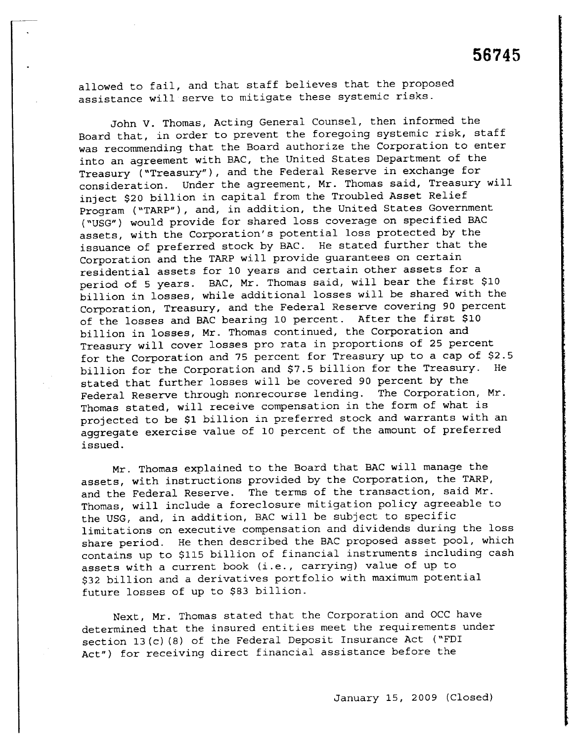allowed to fail, and that staff believes that the proposed assistance will serve to mitigate these systemic risks.

John V. Thomas, Acting General Counsel, then informed the Board that, in order to prevent the foregoing systemic risk, staff was recommending that the Board authorize the Corporation to enter into an agreement with BAC, the United States Department of the Treasury ("Treasury"), and the Federal Reserve in exchange for consideration. Under the agreement, Mr. Thomas said, Treasury will inject $20 billion in capital from the Troubled Asset Relief Program ("TARP"), and, in addition, the United States Government ("USG") would provide for shared loss coverage on specified BAC assets, with the Corporation's potential loss protected by the issuance of preferred stock by BAC. He stated further that the Corporation and the TARP will provide guarantees on certain residential assets for 10 years and certain other assets for a period of 5 years. BAC, Mr. Thomas said, will bear the first $10 billion in losses, while additional losses will be shared with the Corporation, Treasury, and the Federal Reserve covering 90 percent of the losses and BAC bearing 10 percent. After the first $10 billion in losses, Mr. Thomas continued, the Corporation and Treasury will cover losses pro rata in proportions of 25 percent for the Corporation and 75 percent for Treasury up to a cap of $2.5 billion for the Corporation and $7.5 billion for the Treasury. He stated that further losses will be covered 90 percent by the Federal Reserve through nonrecourse lending. The Corporation, Mr. Thomas stated, will receive compensation in the form of what is projected to be $1 billion in preferred stock and warrants with an aggregate exercise value of 10 percent of the amount of preferred issued.

Mr. Thomas explained to the Board that BAC will manage the assets, with instructions provided by the Corporation, the TARP, and the Federal Reserve. The terms of the transaction, said Mr. Thomas, will include a foreclosure mitigation policy agreeable to the USG, and, in addition, BAC will be subject to specific limitations on executive compensation and dividends during the loss share period. He then described the BAC proposed asset pool, which contains up to $115 billion of financial instruments including cash assets with a current book (i.e., carrying) value of up to $32 billion and a derivatives portfolio with maximum potential future losses of up to $83 billion.

Next, Mr. Thomas stated that the Corporation and OCC have determined that the insured entities meet the requirements under section 13(c)(8) of the Federal Deposit Insurance Act ("FDI Act") for receiving direct financial assistance before the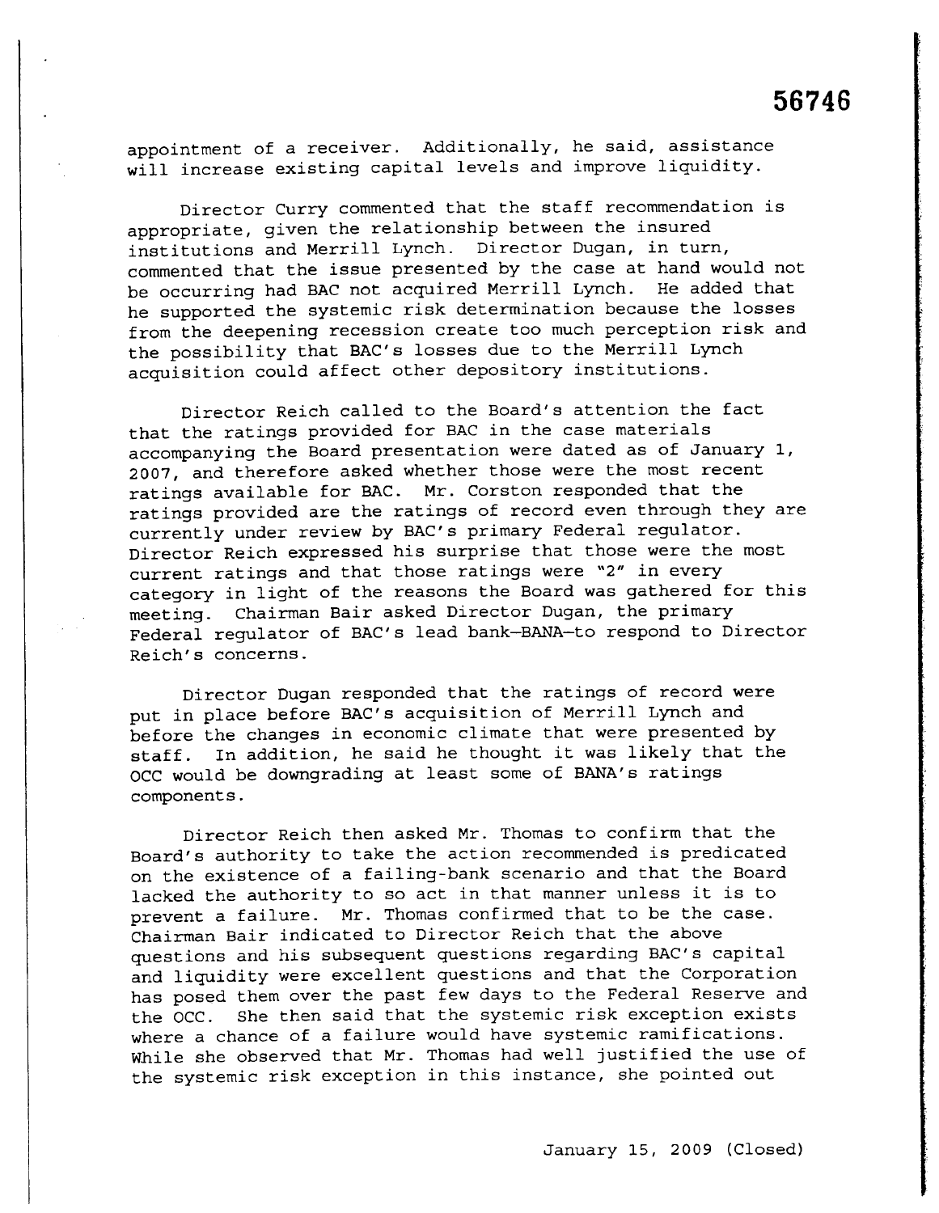appointment of a receiver. Additionally, he said, assistance will increase existing capital levels and improve liquidity.

Director Curry commented that the staff recommendation is appropriate, given the relationship between the insured institutions and Merrill Lynch. Director Dugan, in turn, commented that the issue presented by the case at hand would not be occurring had BAC not acquired Merrill Lynch. He added that he supported the systemic risk determination because the losses from the deepening recession create too much perception risk and the possibility that BAC's losses due to the Merrill Lynch acquisition could affect other depository institutions.

Director Reich called to the Board's attention the fact that the ratings provided for BAC in the case materials accompanying the Board presentation were dated as of January 1, 2007, and therefore asked whether those were the most recent ratings available for BAC. Mr. Corston responded that the ratings provided are the ratings of record even through they are currently under review by BAC's primary Federal regulator. Director Reich expressed his surprise that those were the most current ratings and that those ratings were "2" in every category in light of the reasons the Board was gathered for this meeting. Chairman Bair asked Director Dugan, the primary Federal regulator of BAC's lead bank—BANA—to respond to Director Reich's concerns.

Director Dugan responded that the ratings of record were put in place before BAC's acquisition of Merrill Lynch and before the changes in economic climate that were presented by staff. In addition, he said he thought it was likely that the OCC would be downgrading at least some of BANA's ratings components.

Director Reich then asked Mr. Thomas to confirm that the Board's authority to take the action recommended is predicated on the existence of a failing-bank scenario and that the Board lacked the authority to so act in that manner unless it is to prevent a failure. Mr. Thomas confirmed that to be the case. Chairman Bair indicated to Director Reich that the above questions and his subsequent questions regarding BAC's capital and liquidity were excellent questions and that the Corporation has posed them over the past few days to the Federal Reserve and the OCC. She then said that the systemic risk exception exists where a chance of a failure would have systemic ramifications. While she observed that Mr. Thomas had well justified the use of the systemic risk exception in this instance, she pointed out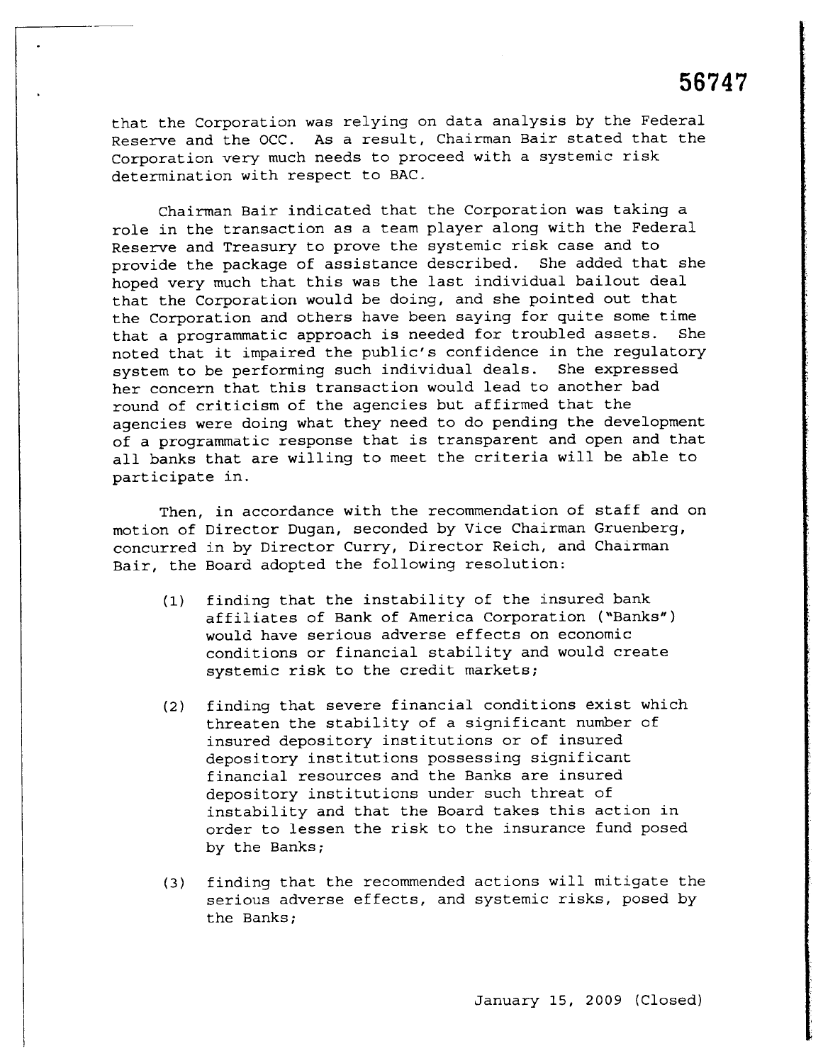that the Corporation was relying on data analysis by the Federal Reserve and the OCC. As a result, Chairman Bair stated that the Corporation very much needs to proceed with a systemic risk determination with respect to BAC.

Chairman Bair indicated that the Corporation was taking a role in the transaction as a team player along with the Federal Reserve and Treasury to prove the systemic risk case and to provide the package of assistance described. She added that she hoped very much that this was the last individual bailout deal that the Corporation would be doing, and she pointed out that the Corporation and others have been saying for quite some time that a programmatic approach is needed for troubled assets. She noted that it impaired the public's confidence in the regulatory system to be performing such individual deals. She expressed her concern that this transaction would lead to another bad round of criticism of the agencies but affirmed that the agencies were doing what they need to do pending the development of a programmatic response that is transparent and open and that all banks that are willing to meet the criteria will be able to participate in.

Then, in accordance with the recommendation of staff and on motion of Director Dugan, seconded by Vice Chairman Gruenberg, concurred in by Director Curry, Director Reich, and Chairman Bair, the Board adopted the following resolution:

(1) finding that the instability of the insured bank affiliates of Bank of America Corporation ("Banks") would have serious adverse effects on economic conditions or financial stability and would create systemic risk to the credit markets;

(2) finding that severe financial conditions exist which threaten the stability of a significant number of insured depository institutions or of insured depository institutions possessing significant financial resources and the Banks are insured depository institutions under such threat of instability and that the Board takes this action in order to lessen the risk to the insurance fund posed by the Banks;

(3) finding that the recommended actions will mitigate the serious adverse effects, and systemic risks, posed by the Banks;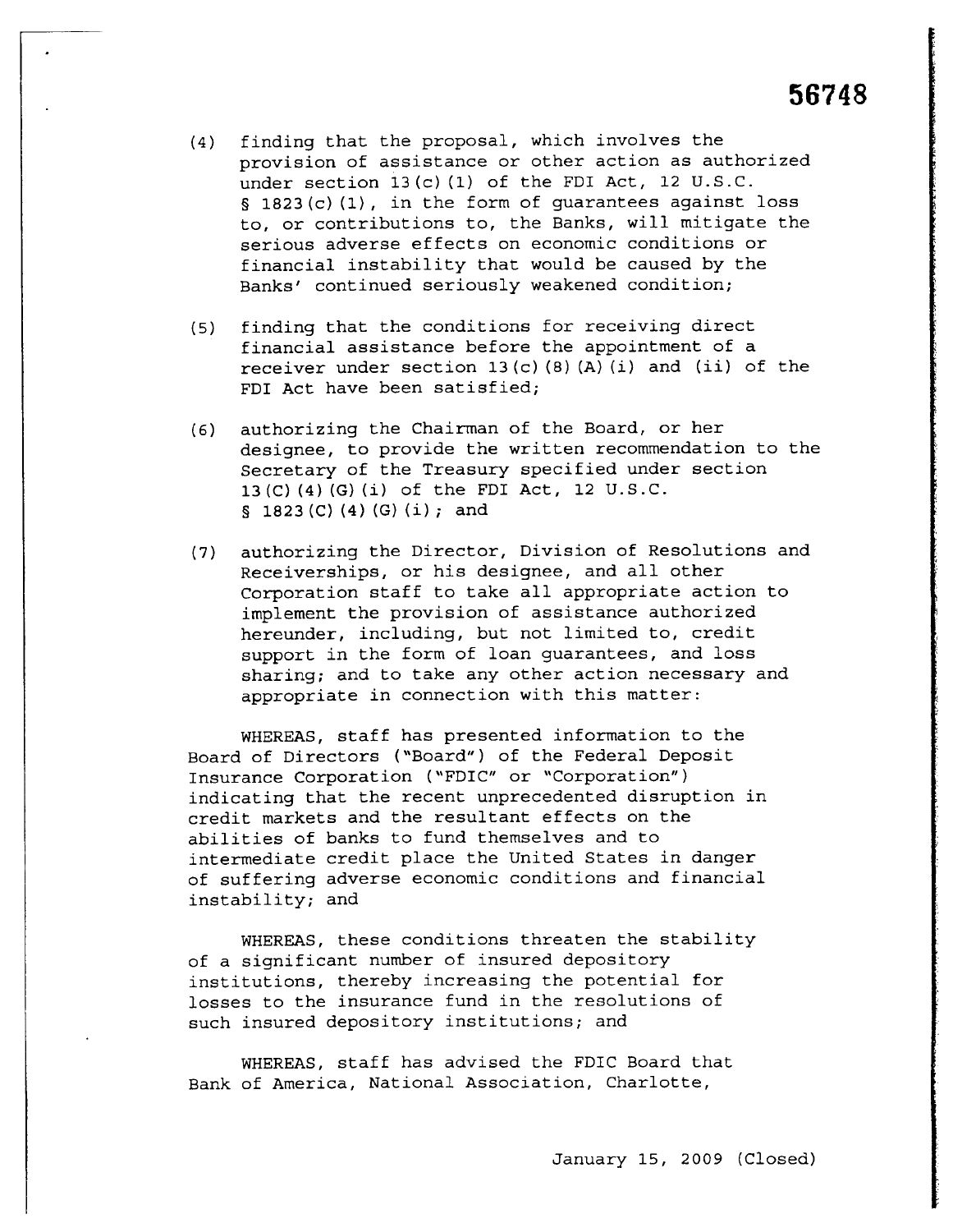(4) finding that the proposal, which involves the provision of assistance or other action as authorized under section 13(c)(1) of the FDI Act, 12 U.S.C. § 1823(c)(1), in the form of guarantees against loss to, or contributions to, the Banks, will mitigate the serious adverse effects on economic conditions or financial instability that would be caused by the Banks' continued seriously weakened condition;

(5) finding that the conditions for receiving direct financial assistance before the appointment of a receiver under section 13(c)(8)(A)(i) and (ii) of the FDI Act have been satisfied;

(6) authorizing the Chairman of the Board, or her designee, to provide the written recommendation to the Secretary of the Treasury specified under section 13(C)(4)(G)(i) of the FDI Act, 12 U.S.C. § 1823(C)(4)(G)(i); and

(7) authorizing the Director, Division of Resolutions and Receiverships, or his designee, and all other Corporation staff to take all appropriate action to implement the provision of assistance authorized hereunder, including, but not limited to, credit support in the form of loan guarantees, and loss sharing; and to take any other action necessary and appropriate in connection with this matter:

WHEREAS, staff has presented information to the Board of Directors ("Board") of the Federal Deposit Insurance Corporation ("FDIC" or "Corporation") indicating that the recent unprecedented disruption in credit markets and the resultant effects on the abilities of banks to fund themselves and to intermediate credit place the United States in danger of suffering adverse economic conditions and financial instability; and

WHEREAS, these conditions threaten the stability of a significant number of insured depository institutions, thereby increasing the potential for losses to the insurance fund in the resolutions of such insured depository institutions; and

WHEREAS, staff has advised the FDIC Board that Bank of America, National Association, Charlotte,

January 15, 2009 (Closed)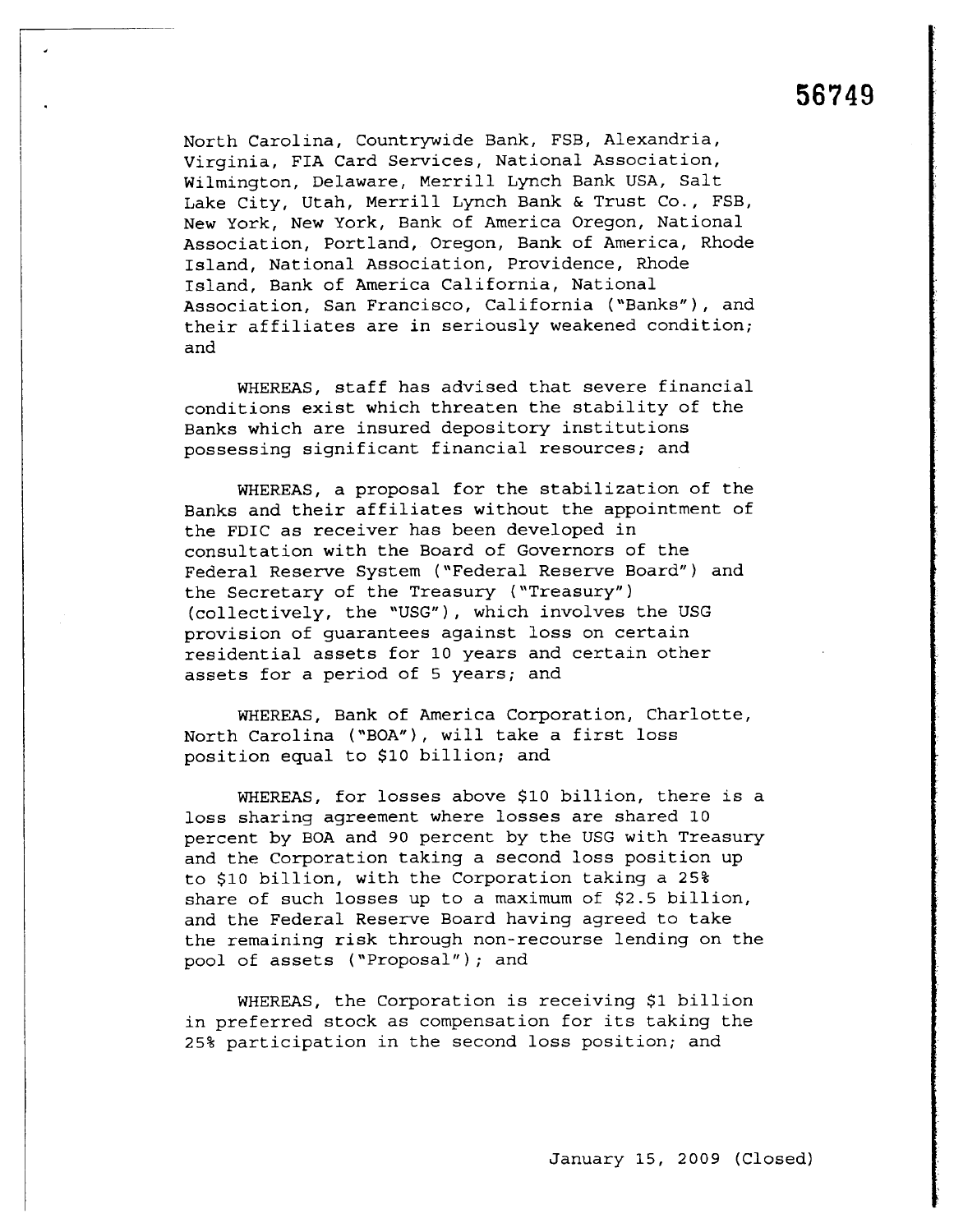North Carolina, Countrywide Bank, FSB, Alexandria, Virginia, FIA Card Services, National Association, Wilmington, Delaware, Merrill Lynch Bank USA, Salt Lake City, Utah, Merrill Lynch Bank & Trust Co., FSB, New York, New York, Bank of America Oregon, National Association, Portland, Oregon, Bank of America, Rhode Island, National Association, Providence, Rhode Island, Bank of America California, National Association, San Francisco, California ("Banks"), and their affiliates are in seriously weakened condition; and

WHEREAS, staff has advised that severe financial conditions exist which threaten the stability of the Banks which are insured depository institutions possessing significant financial resources; and

WHEREAS, a proposal for the stabilization of the Banks and their affiliates without the appointment of the FDIC as receiver has been developed in consultation with the Board of Governors of the Federal Reserve System ("Federal Reserve Board") and the Secretary of the Treasury ("Treasury") (collectively, the "USG"), which involves the USG provision of guarantees against loss on certain residential assets for 10 years and certain other assets for a period of 5 years; and

WHEREAS, Bank of America Corporation, Charlotte, North Carolina ("BOA"), will take a first loss position equal to $10 billion; and

WHEREAS, for losses above $10 billion, there is a loss sharing agreement where losses are shared 10 percent by BOA and 90 percent by the USG with Treasury and the Corporation taking a second loss position up to $10 billion, with the Corporation taking a 25% share of such losses up to a maximum of $2.5 billion, and the Federal Reserve Board having agreed to take the remaining risk through non-recourse lending on the pool of assets ("Proposal"); and

WHEREAS, the Corporation is receiving $1 billion in preferred stock as compensation for its taking the 25% participation in the second loss position; and

January 15, 2009 (Closed)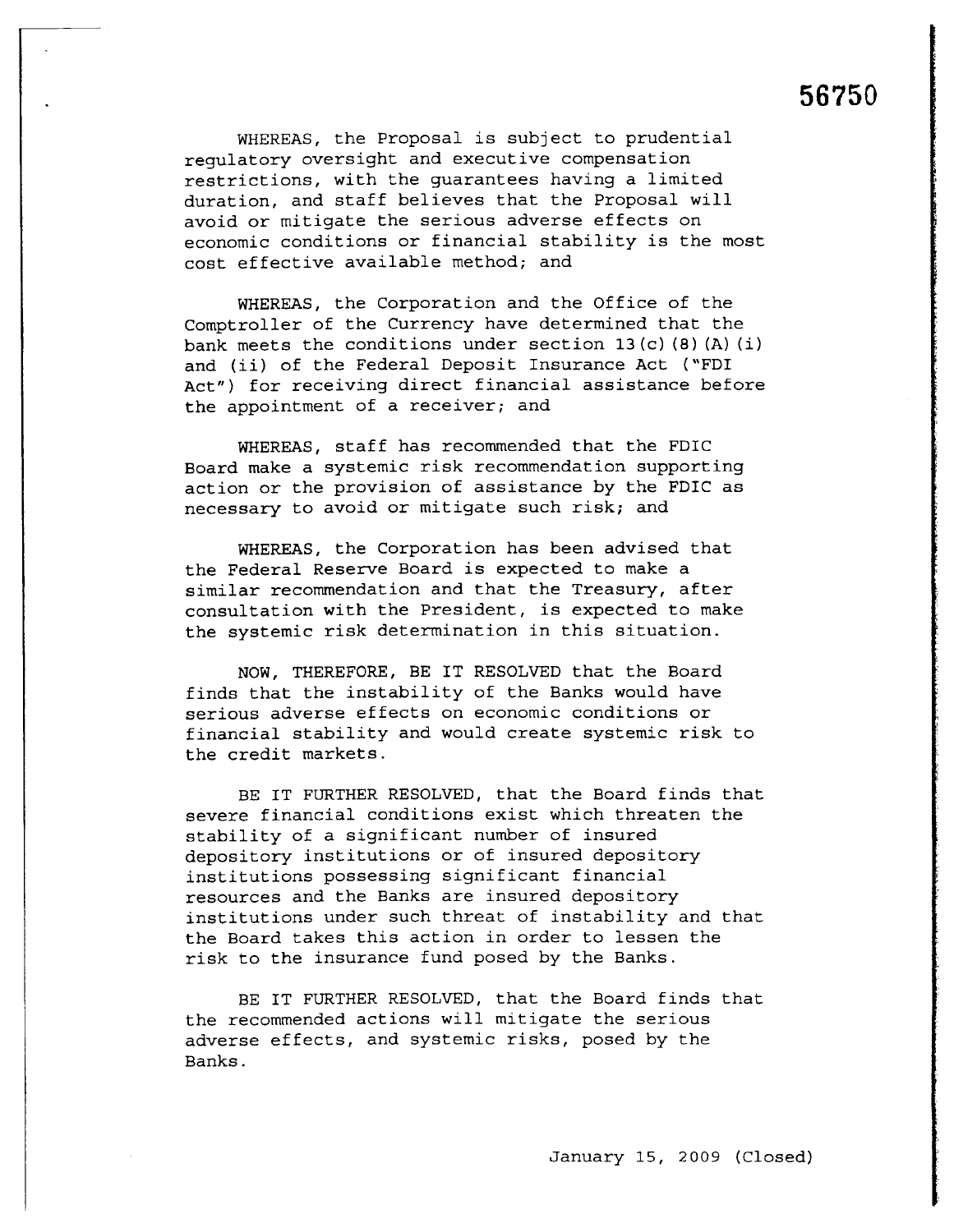WHEREAS, the Proposal is subject to prudential regulatory oversight and executive compensation restrictions, with the guarantees having a limited duration, and staff believes that the Proposal will avoid or mitigate the serious adverse effects on economic conditions or financial stability is the most cost effective available method; and

WHEREAS, the Corporation and the Office of the Comptroller of the Currency have determined that the bank meets the conditions under section 13(c)(8)(A)(i) and (ii) of the Federal Deposit Insurance Act ("FDI Act") for receiving direct financial assistance before the appointment of a receiver; and

WHEREAS, staff has recommended that the FDIC Board make a systemic risk recommendation supporting action or the provision of assistance by the FDIC as necessary to avoid or mitigate such risk; and

WHEREAS, the Corporation has been advised that the Federal Reserve Board is expected to make a similar recommendation and that the Treasury, after consultation with the President, is expected to make the systemic risk determination in this situation.

NOW, THEREFORE, BE IT RESOLVED that the Board finds that the instability of the Banks would have serious adverse effects on economic conditions or financial stability and would create systemic risk to the credit markets.

BE IT FURTHER RESOLVED, that the Board finds that severe financial conditions exist which threaten the stability of a significant number of insured depository institutions or of insured depository institutions possessing significant financial resources and the Banks are insured depository institutions under such threat of instability and that the Board takes this action in order to lessen the risk to the insurance fund posed by the Banks.

BE IT FURTHER RESOLVED, that the Board finds that the recommended actions will mitigate the serious adverse effects, and systemic risks, posed by the Banks.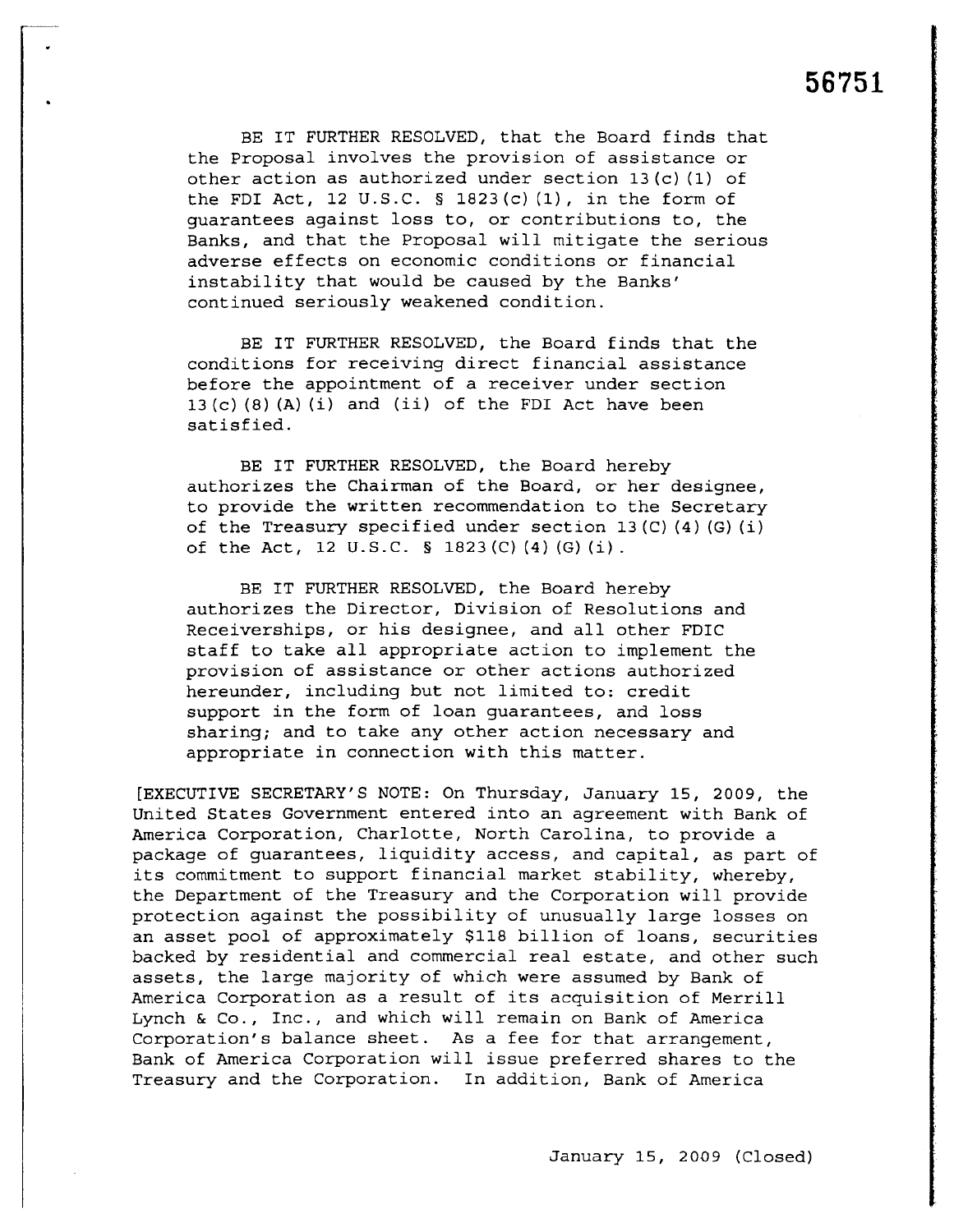BE IT FURTHER RESOLVED, that the Board finds that the Proposal involves the provision of assistance or other action as authorized under section 13(c)(1) of the FDI Act, 12 U.S.C. § 1823(c)(1), in the form of guarantees against loss to, or contributions to, the Banks, and that the Proposal will mitigate the serious adverse effects on economic conditions or financial instability that would be caused by the Banks' continued seriously weakened condition.

BE IT FURTHER RESOLVED, the Board finds that the conditions for receiving direct financial assistance before the appointment of a receiver under section 13(c)(8)(A)(i) and (ii) of the FDI Act have been satisfied.

BE IT FURTHER RESOLVED, the Board hereby authorizes the Chairman of the Board, or her designee, to provide the written recommendation to the Secretary of the Treasury specified under section 13(C)(4)(G)(i) of the Act, 12 U.S.C. § 1823(C)(4)(G)(i).

BE IT FURTHER RESOLVED, the Board hereby authorizes the Director, Division of Resolutions and Receiverships, or his designee, and all other FDIC staff to take all appropriate action to implement the provision of assistance or other actions authorized hereunder, including but not limited to: credit support in the form of loan guarantees, and loss sharing; and to take any other action necessary and appropriate in connection with this matter.

[EXECUTIVE SECRETARY'S NOTE: On Thursday, January 15, 2009, the United States Government entered into an agreement with Bank of America Corporation, Charlotte, North Carolina, to provide a package of guarantees, liquidity access, and capital, as part of its commitment to support financial market stability, whereby, the Department of the Treasury and the Corporation will provide protection against the possibility of unusually large losses on an asset pool of approximately $118 billion of loans, securities backed by residential and commercial real estate, and other such assets, the large majority of which were assumed by Bank of America Corporation as a result of its acquisition of Merrill Lynch & Co., Inc., and which will remain on Bank of America Corporation's balance sheet. As a fee for that arrangement, Bank of America Corporation will issue preferred shares to the Treasury and the Corporation. In addition, Bank of America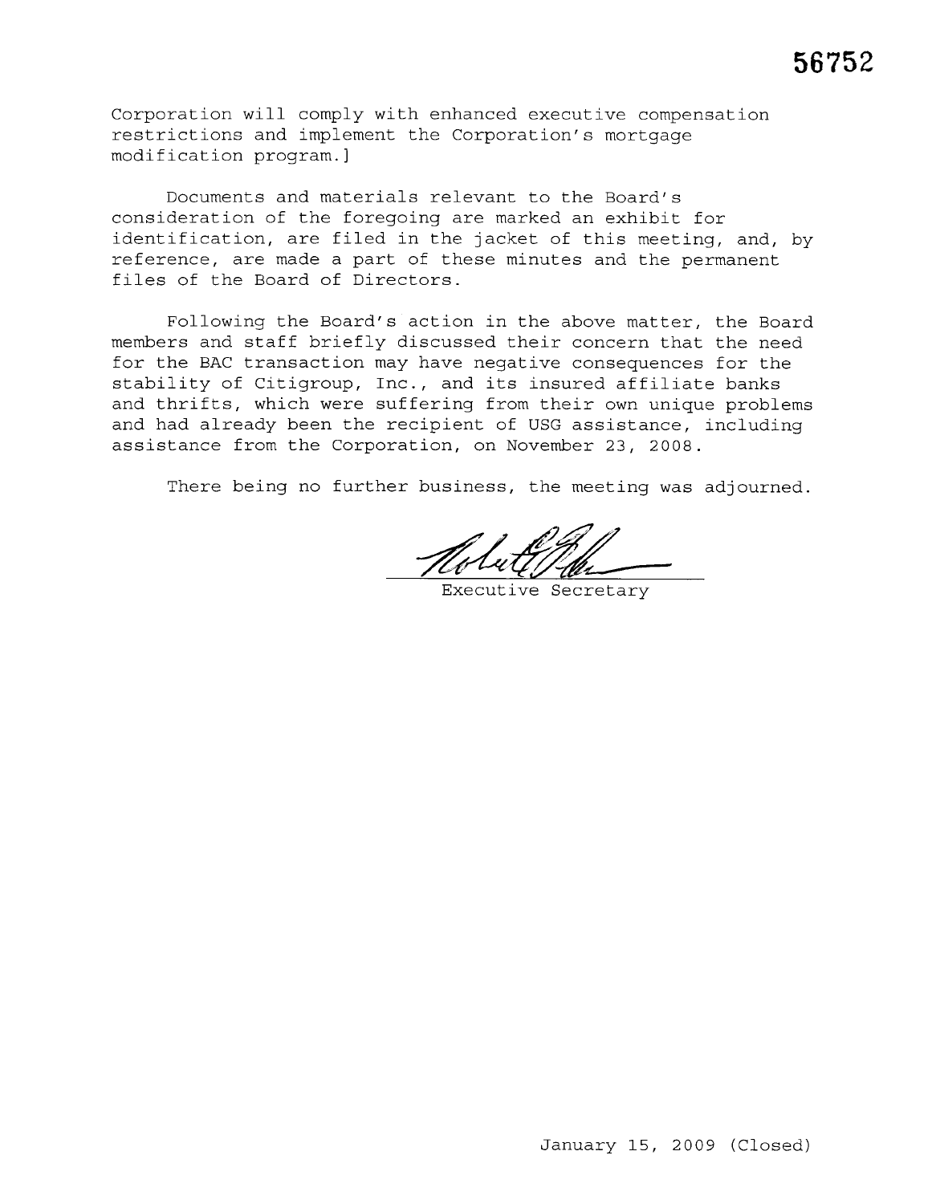Corporation will comply with enhanced executive compensation restrictions and implement the Corporation's mortgage modification program.]

Documents and materials relevant to the Board's consideration of the foregoing are marked an exhibit for identification, are filed in the jacket of this meeting, and, by reference, are made a part of these minutes and the permanent files of the Board of Directors.

Following the Board's action in the above matter, the Board members and staff briefly discussed their concern that the need for the BAC transaction may have negative consequences for the stability of Citigroup, Inc., and its insured affiliate banks and thrifts, which were suffering from their own unique problems and had already been the recipient of USG assistance, including assistance from the Corporation, on November 23, 2008.

There being no further business, the meeting was adjourned.

Executive Secretary